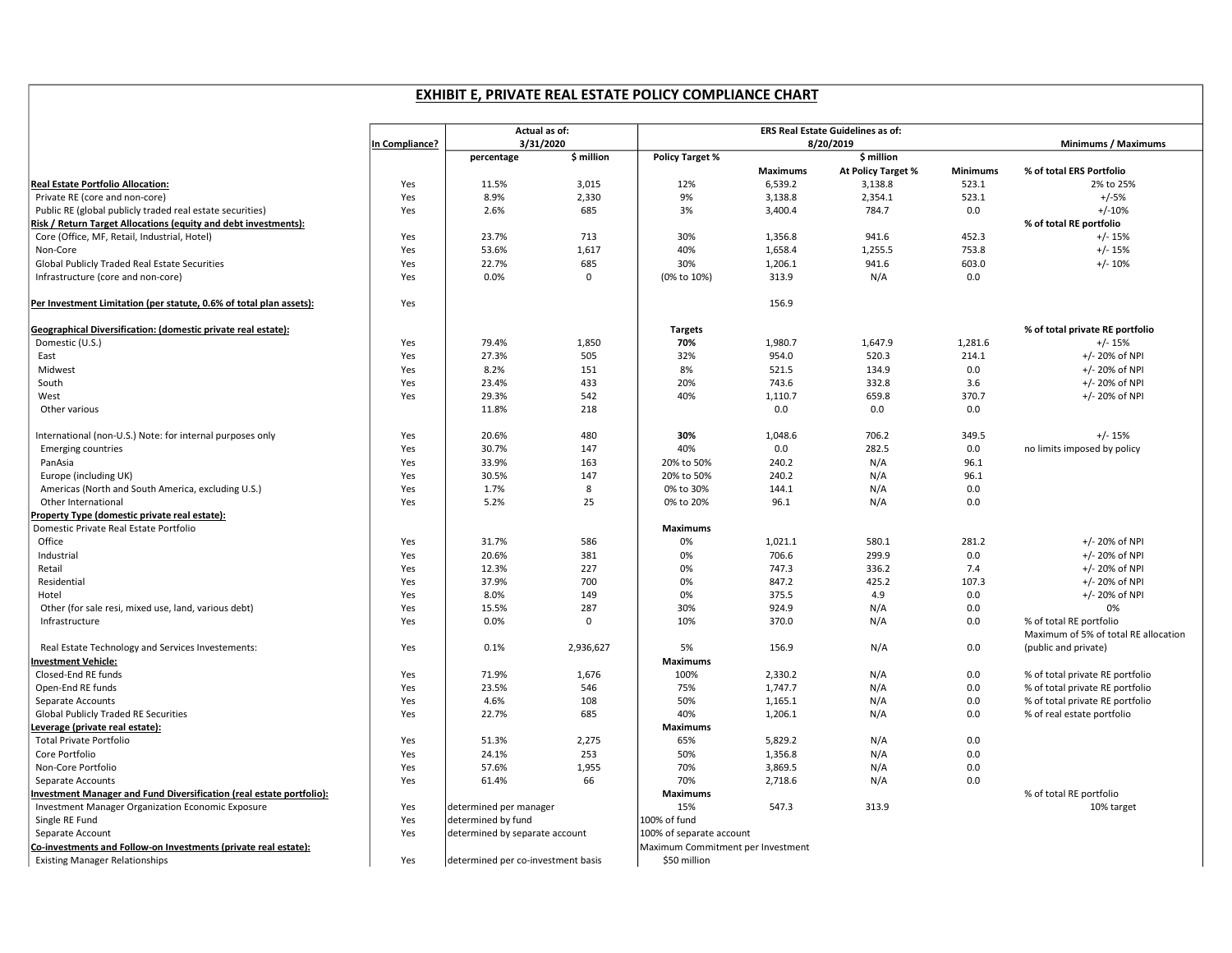# EXHIBIT E, PRIVATE REAL ESTATE POLICY COMPLIANCE CHART

| | In Compliance? | Actual as of: 3/31/2020 | | ERS Real Estate Guidelines as of: 8/20/2019 | | | | Minimums / Maximums |
|---|---|---|---|---|---|---|---|---|
| | | percentage | $ million | Policy Target % | $ million | | | |
| | | | | | Maximums | At Policy Target % | Minimums | |
| **Real Estate Portfolio Allocation:** | Yes | 11.5% | 3,015 | 12% | 6,539.2 | 3,138.8 | 523.1 | **% of total ERS Portfolio** 2% to 25% |
| Private RE (core and non-core) | Yes | 8.9% | 2,330 | 9% | 3,138.8 | 2,354.1 | 523.1 | +/-5% |
| Public RE (global publicly traded real estate securities) | Yes | 2.6% | 685 | 3% | 3,400.4 | 784.7 | 0.0 | +/-10% |
| **Risk / Return Target Allocations (equity and debt investments):** | | | | | | | | **% of total RE portfolio** |
| Core (Office, MF, Retail, Industrial, Hotel) | Yes | 23.7% | 713 | 30% | 1,356.8 | 941.6 | 452.3 | +/- 15% |
| Non-Core | Yes | 53.6% | 1,617 | 40% | 1,658.4 | 1,255.5 | 753.8 | +/- 15% |
| Global Publicly Traded Real Estate Securities | Yes | 22.7% | 685 | 30% | 1,206.1 | 941.6 | 603.0 | +/- 10% |
| Infrastructure (core and non-core) | Yes | 0.0% | 0 | (0% to 10%) | 313.9 | N/A | 0.0 | |
| **Per Investment Limitation (per statute, 0.6% of total plan assets):** | Yes | | | | 156.9 | | | |
| **Geographical Diversification: (domestic private real estate):** | | | | **Targets** | | | | **% of total private RE portfolio** |
| Domestic (U.S.) | Yes | 79.4% | 1,850 | **70%** | 1,980.7 | 1,647.9 | 1,281.6 | +/- 15% |
| East | Yes | 27.3% | 505 | 32% | 954.0 | 520.3 | 214.1 | +/- 20% of NPI |
| Midwest | Yes | 8.2% | 151 | 8% | 521.5 | 134.9 | 0.0 | +/- 20% of NPI |
| South | Yes | 23.4% | 433 | 20% | 743.6 | 332.8 | 3.6 | +/- 20% of NPI |
| West | Yes | 29.3% | 542 | 40% | 1,110.7 | 659.8 | 370.7 | +/- 20% of NPI |
| Other various | | 11.8% | 218 | | 0.0 | 0.0 | 0.0 | |
| International (non-U.S.) Note: for internal purposes only | Yes | 20.6% | 480 | **30%** | 1,048.6 | 706.2 | 349.5 | +/- 15% |
| Emerging countries | Yes | 30.7% | 147 | 40% | 0.0 | 282.5 | 0.0 | no limits imposed by policy |
| PanAsia | Yes | 33.9% | 163 | 20% to 50% | 240.2 | N/A | 96.1 | |
| Europe (including UK) | Yes | 30.5% | 147 | 20% to 50% | 240.2 | N/A | 96.1 | |
| Americas (North and South America, excluding U.S.) | Yes | 1.7% | 8 | 0% to 30% | 144.1 | N/A | 0.0 | |
| Other International | Yes | 5.2% | 25 | 0% to 20% | 96.1 | N/A | 0.0 | |
| **Property Type (domestic private real estate):** | | | | | | | | |
| Domestic Private Real Estate Portfolio | | | | **Maximums** | | | | |
| Office | Yes | 31.7% | 586 | 0% | 1,021.1 | 580.1 | 281.2 | +/- 20% of NPI |
| Industrial | Yes | 20.6% | 381 | 0% | 706.6 | 299.9 | 0.0 | +/- 20% of NPI |
| Retail | Yes | 12.3% | 227 | 0% | 747.3 | 336.2 | 7.4 | +/- 20% of NPI |
| Residential | Yes | 37.9% | 700 | 0% | 847.2 | 425.2 | 107.3 | +/- 20% of NPI |
| Hotel | Yes | 8.0% | 149 | 0% | 375.5 | 4.9 | 0.0 | +/- 20% of NPI |
| Other (for sale resi, mixed use, land, various debt) | Yes | 15.5% | 287 | 30% | 924.9 | N/A | 0.0 | 0% |
| Infrastructure | Yes | 0.0% | 0 | 10% | 370.0 | N/A | 0.0 | % of total RE portfolio |
| Real Estate Technology and Services Investements: | Yes | 0.1% | 2,936,627 | 5% | 156.9 | N/A | 0.0 | Maximum of 5% of total RE allocation (public and private) |
| **Investment Vehicle:** | | | | **Maximums** | | | | |
| Closed-End RE funds | Yes | 71.9% | 1,676 | 100% | 2,330.2 | N/A | 0.0 | % of total private RE portfolio |
| Open-End RE funds | Yes | 23.5% | 546 | 75% | 1,747.7 | N/A | 0.0 | % of total private RE portfolio |
| Separate Accounts | Yes | 4.6% | 108 | 50% | 1,165.1 | N/A | 0.0 | % of total private RE portfolio |
| Global Publicly Traded RE Securities | Yes | 22.7% | 685 | 40% | 1,206.1 | N/A | 0.0 | % of real estate portfolio |
| **Leverage (private real estate):** | | | | **Maximums** | | | | |
| Total Private Portfolio | Yes | 51.3% | 2,275 | 65% | 5,829.2 | N/A | 0.0 | |
| Core Portfolio | Yes | 24.1% | 253 | 50% | 1,356.8 | N/A | 0.0 | |
| Non-Core Portfolio | Yes | 57.6% | 1,955 | 70% | 3,869.5 | N/A | 0.0 | |
| Separate Accounts | Yes | 61.4% | 66 | 70% | 2,718.6 | N/A | 0.0 | |
| **Investment Manager and Fund Diversification (real estate portfolio):** | | | | **Maximums** | | | | % of total RE portfolio |
| Investment Manager Organization Economic Exposure | Yes | determined per manager | | 15% | 547.3 | 313.9 | | 10% target |
| Single RE Fund | Yes | determined by fund | | 100% of fund | | | | |
| Separate Account | Yes | determined by separate account | | 100% of separate account | | | | |
| **Co-investments and Follow-on Investments (private real estate):** | | | | Maximum Commitment per Investment | | | | |
| Existing Manager Relationships | Yes | determined per co-investment basis | | $50 million | | | | |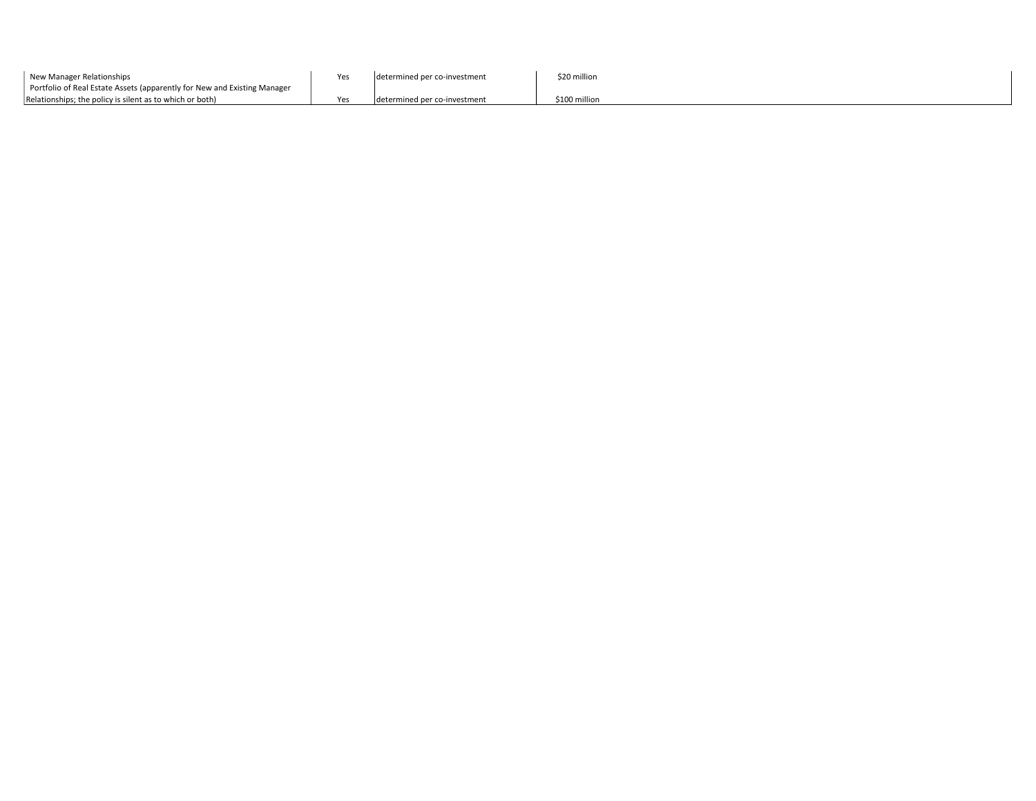| | | | |
|---|---|---|---|
| New Manager Relationships | Yes | determined per co-investment | $20 million |
| Portfolio of Real Estate Assets (apparently for New and Existing Manager Relationships; the policy is silent as to which or both) | Yes | determined per co-investment | $100 million |